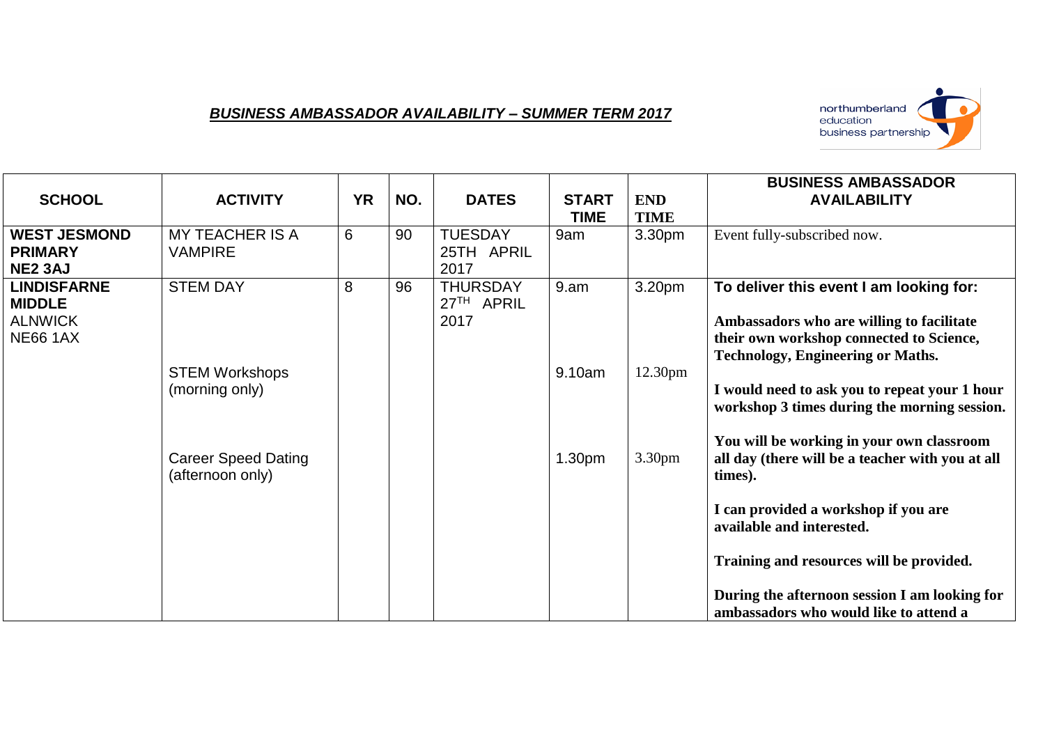***BUSINESS AMBASSADOR AVAILABILITY – SUMMER TERM 2017***

northumberland education business partnership

| SCHOOL | ACTIVITY | YR | NO. | DATES | START TIME | END TIME | BUSINESS AMBASSADOR AVAILABILITY |
|---|---|---|---|---|---|---|---|
| **WEST JESMOND PRIMARY NE2 3AJ** | MY TEACHER IS A VAMPIRE | 6 | 90 | TUESDAY 25TH APRIL 2017 | 9am | 3.30pm | Event fully-subscribed now. |
| **LINDISFARNE MIDDLE** ALNWICK NE66 1AX | STEM DAY | 8 | 96 | THURSDAY 27TH APRIL 2017 | 9.am | 3.20pm | **To deliver this event I am looking for:** **Ambassadors who are willing to facilitate their own workshop connected to Science, Technology, Engineering or Maths.** |
| | STEM Workshops (morning only) | | | | 9.10am | 12.30pm | **I would need to ask you to repeat your 1 hour workshop 3 times during the morning session.** **You will be working in your own classroom all day (there will be a teacher with you at all times).** |
| | Career Speed Dating (afternoon only) | | | | 1.30pm | 3.30pm | **I can provided a workshop if you are available and interested.** **Training and resources will be provided.** **During the afternoon session I am looking for ambassadors who would like to attend a** |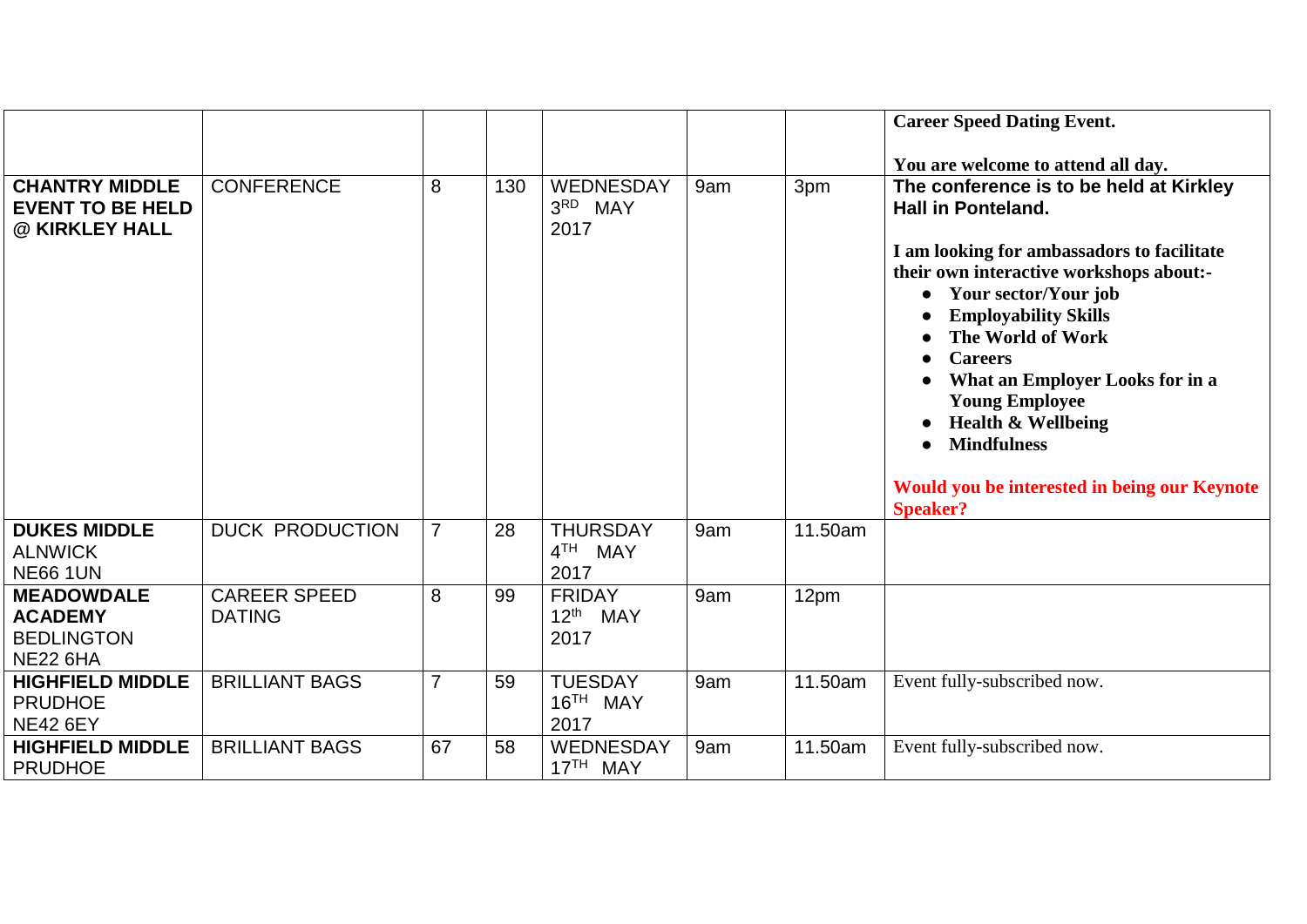| | | | | | | | |
|---|---|---|---|---|---|---|---|
| | | | | | | | **Career Speed Dating Event.**<br><br>**You are welcome to attend all day.** |
| **CHANTRY MIDDLE EVENT TO BE HELD @ KIRKLEY HALL** | CONFERENCE | 8 | 130 | WEDNESDAY 3RD MAY 2017 | 9am | 3pm | **The conference is to be held at Kirkley Hall in Ponteland.**<br><br>**I am looking for ambassadors to facilitate their own interactive workshops about:-**<br>• **Your sector/Your job**<br>• **Employability Skills**<br>• **The World of Work**<br>• **Careers**<br>• **What an Employer Looks for in a Young Employee**<br>• **Health & Wellbeing**<br>• **Mindfulness**<br><br>**Would you be interested in being our Keynote Speaker?** |
| **DUKES MIDDLE** ALNWICK NE66 1UN | DUCK PRODUCTION | 7 | 28 | THURSDAY 4TH MAY 2017 | 9am | 11.50am | |
| **MEADOWDALE ACADEMY** BEDLINGTON NE22 6HA | CAREER SPEED DATING | 8 | 99 | FRIDAY 12th MAY 2017 | 9am | 12pm | |
| **HIGHFIELD MIDDLE** PRUDHOE NE42 6EY | BRILLIANT BAGS | 7 | 59 | TUESDAY 16TH MAY 2017 | 9am | 11.50am | Event fully-subscribed now. |
| **HIGHFIELD MIDDLE** PRUDHOE | BRILLIANT BAGS | 67 | 58 | WEDNESDAY 17TH MAY | 9am | 11.50am | Event fully-subscribed now. |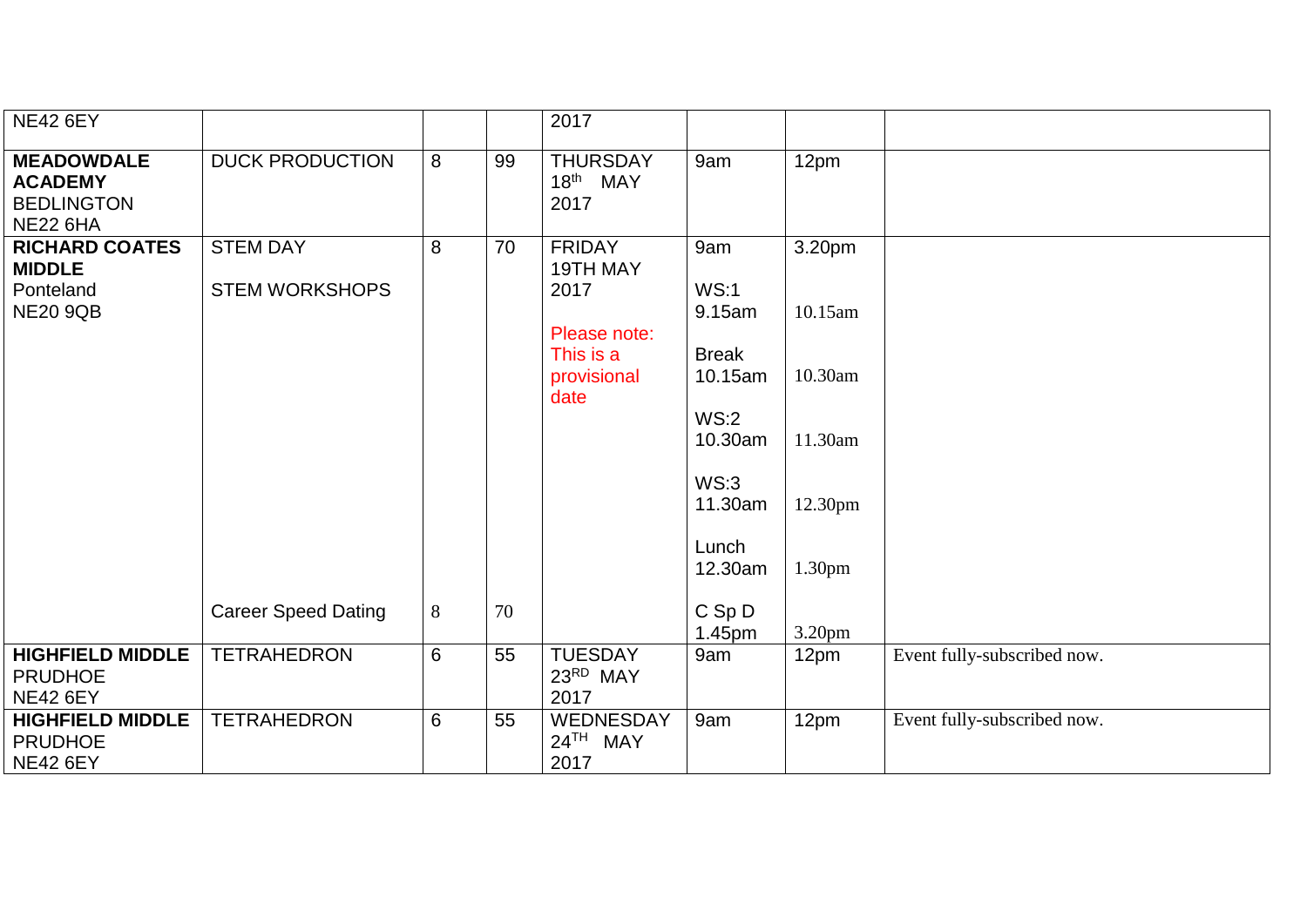| | | | | | | | |
|---|---|---|---|---|---|---|---|
| NE42 6EY | | | | 2017 | | | |
| **MEADOWDALE ACADEMY** BEDLINGTON NE22 6HA | DUCK PRODUCTION | 8 | 99 | THURSDAY 18th MAY 2017 | 9am | 12pm | |
| **RICHARD COATES MIDDLE** Ponteland NE20 9QB | STEM DAY<br><br>STEM WORKSHOPS | 8 | 70 | FRIDAY 19TH MAY 2017<br><br>Please note: This is a provisional date | 9am<br><br>WS:1 9.15am<br><br>Break 10.15am<br><br>WS:2 10.30am<br><br>WS:3 11.30am<br><br>Lunch 12.30am | 3.20pm<br><br>10.15am<br><br>10.30am<br><br>11.30am<br><br>12.30pm<br><br>1.30pm | |
| | Career Speed Dating | 8 | 70 | | C Sp D 1.45pm | 3.20pm | |
| **HIGHFIELD MIDDLE** PRUDHOE NE42 6EY | TETRAHEDRON | 6 | 55 | TUESDAY 23RD MAY 2017 | 9am | 12pm | Event fully-subscribed now. |
| **HIGHFIELD MIDDLE** PRUDHOE NE42 6EY | TETRAHEDRON | 6 | 55 | WEDNESDAY 24TH MAY 2017 | 9am | 12pm | Event fully-subscribed now. |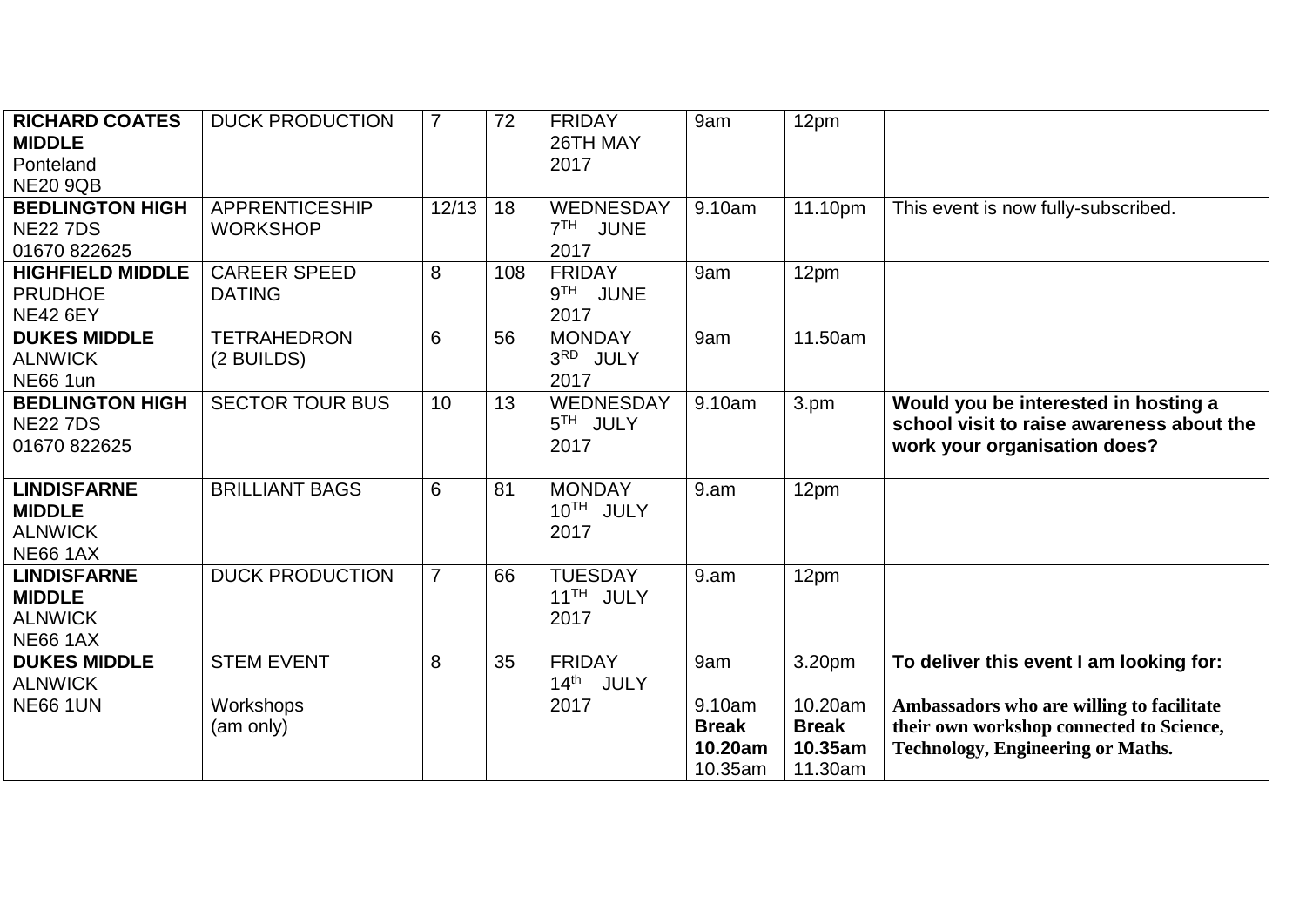| | | | | | | | |
|---|---|---|---|---|---|---|---|
| **RICHARD COATES MIDDLE** Ponteland NE20 9QB | DUCK PRODUCTION | 7 | 72 | FRIDAY 26TH MAY 2017 | 9am | 12pm | |
| **BEDLINGTON HIGH** NE22 7DS 01670 822625 | APPRENTICESHIP WORKSHOP | 12/13 | 18 | WEDNESDAY 7TH JUNE 2017 | 9.10am | 11.10pm | This event is now fully-subscribed. |
| **HIGHFIELD MIDDLE** PRUDHOE NE42 6EY | CAREER SPEED DATING | 8 | 108 | FRIDAY 9TH JUNE 2017 | 9am | 12pm | |
| **DUKES MIDDLE** ALNWICK NE66 1un | TETRAHEDRON (2 BUILDS) | 6 | 56 | MONDAY 3RD JULY 2017 | 9am | 11.50am | |
| **BEDLINGTON HIGH** NE22 7DS 01670 822625 | SECTOR TOUR BUS | 10 | 13 | WEDNESDAY 5TH JULY 2017 | 9.10am | 3.pm | **Would you be interested in hosting a school visit to raise awareness about the work your organisation does?** |
| **LINDISFARNE MIDDLE** ALNWICK NE66 1AX | BRILLIANT BAGS | 6 | 81 | MONDAY 10TH JULY 2017 | 9.am | 12pm | |
| **LINDISFARNE MIDDLE** ALNWICK NE66 1AX | DUCK PRODUCTION | 7 | 66 | TUESDAY 11TH JULY 2017 | 9.am | 12pm | |
| **DUKES MIDDLE** ALNWICK NE66 1UN | STEM EVENT<br><br>Workshops (am only) | 8 | 35 | FRIDAY 14th JULY 2017 | 9am<br><br>9.10am<br>**Break**<br>**10.20am**<br>10.35am | 3.20pm<br><br>10.20am<br>**Break**<br>**10.35am**<br>11.30am | **To deliver this event I am looking for:**<br><br>**Ambassadors who are willing to facilitate their own workshop connected to Science, Technology, Engineering or Maths.** |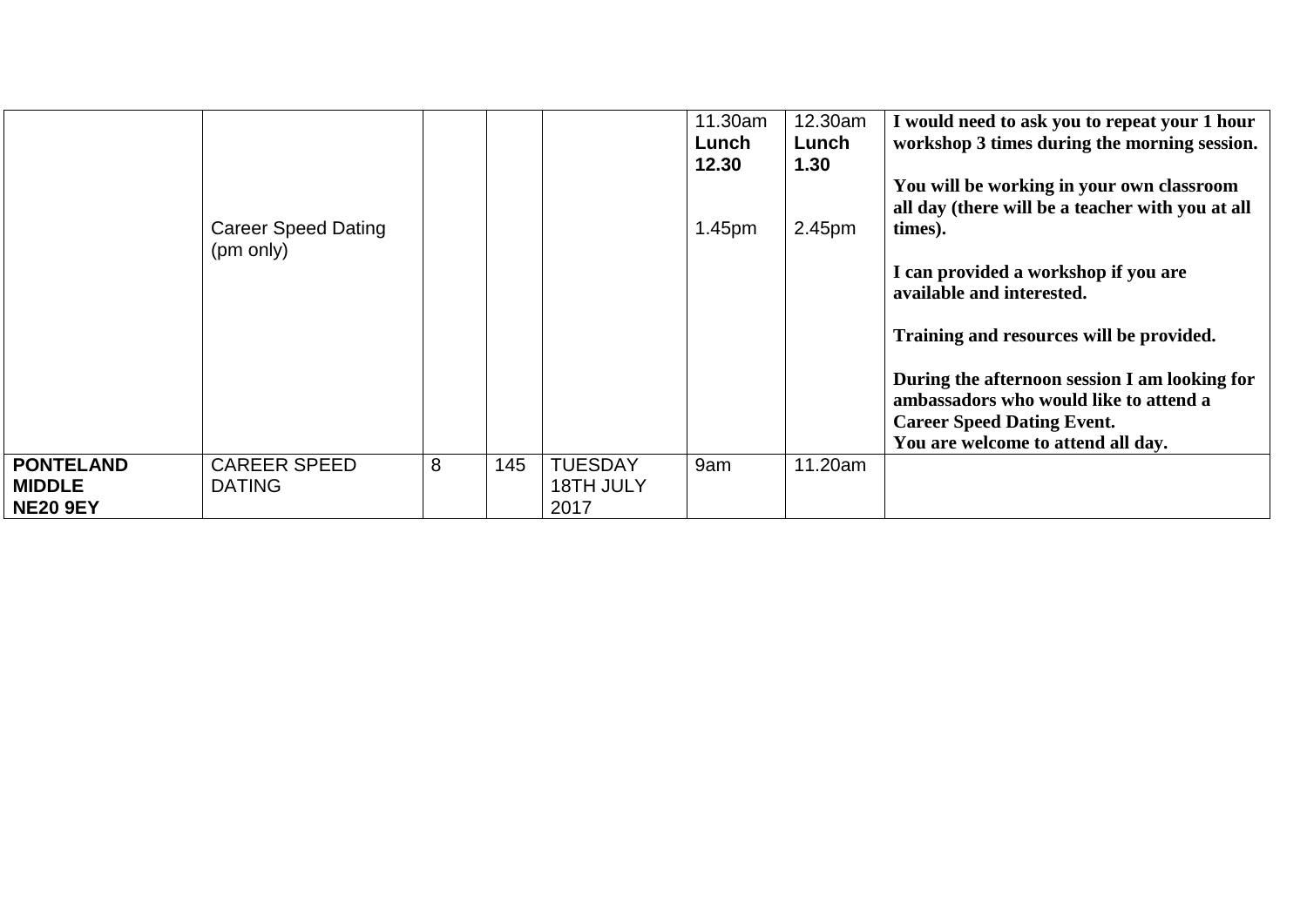| | | | | | | | |
|---|---|---|---|---|---|---|---|
| | Career Speed Dating (pm only) | | | | 11.30am **Lunch 12.30** 1.45pm | 12.30am **Lunch 1.30** 2.45pm | **I would need to ask you to repeat your 1 hour workshop 3 times during the morning session.** **You will be working in your own classroom all day (there will be a teacher with you at all times).** **I can provided a workshop if you are available and interested.** **Training and resources will be provided.** **During the afternoon session I am looking for ambassadors who would like to attend a Career Speed Dating Event.** **You are welcome to attend all day.** |
| **PONTELAND MIDDLE NE20 9EY** | CAREER SPEED DATING | 8 | 145 | TUESDAY 18TH JULY 2017 | 9am | 11.20am | |